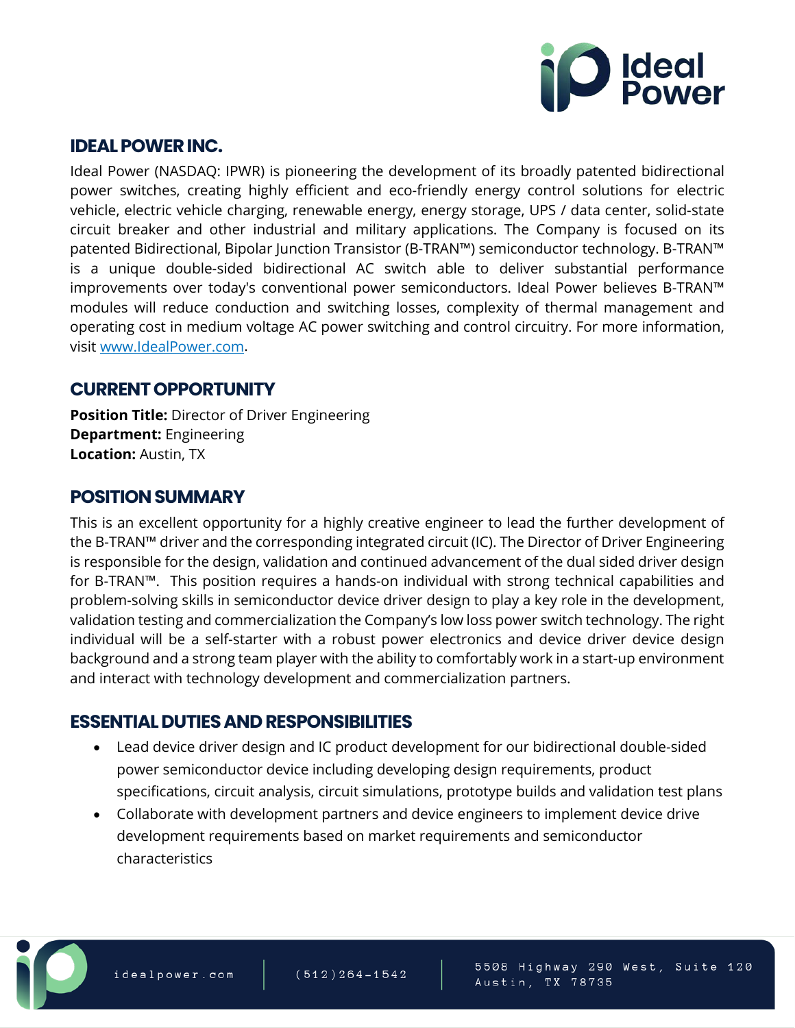## IDEAL POWER INC.

Ideal Power (NASDAQ: IPWR) is pioneering the development of its broadly patented bidirectional power switches, creating highly efficient and eco-friendly energy control solutions for electric vehicle, electric vehicle charging, renewable energy, energy storage, UPS / data center, solid-state circuit breaker and other industrial and military applications. The Company is focused on its patented Bidirectional, Bipolar Junction Transistor (B-TRAN™) semiconductor technology. B-TRAN™ is a unique double-sided bidirectional AC switch able to deliver substantial performance improvements over today's conventional power semiconductors. Ideal Power believes B-TRAN™ modules will reduce conduction and switching losses, complexity of thermal management and operating cost in medium voltage AC power switching and control circuitry. For more information, visit www.IdealPower.com.

## CURRENT OPPORTUNITY

**Position Title:** Director of Driver Engineering
**Department:** Engineering
**Location:** Austin, TX

## POSITION SUMMARY

This is an excellent opportunity for a highly creative engineer to lead the further development of the B-TRAN™ driver and the corresponding integrated circuit (IC). The Director of Driver Engineering is responsible for the design, validation and continued advancement of the dual sided driver design for B-TRAN™. This position requires a hands-on individual with strong technical capabilities and problem-solving skills in semiconductor device driver design to play a key role in the development, validation testing and commercialization the Company's low loss power switch technology. The right individual will be a self-starter with a robust power electronics and device driver device design background and a strong team player with the ability to comfortably work in a start-up environment and interact with technology development and commercialization partners.

## ESSENTIAL DUTIES AND RESPONSIBILITIES

- Lead device driver design and IC product development for our bidirectional double-sided power semiconductor device including developing design requirements, product specifications, circuit analysis, circuit simulations, prototype builds and validation test plans
- Collaborate with development partners and device engineers to implement device drive development requirements based on market requirements and semiconductor characteristics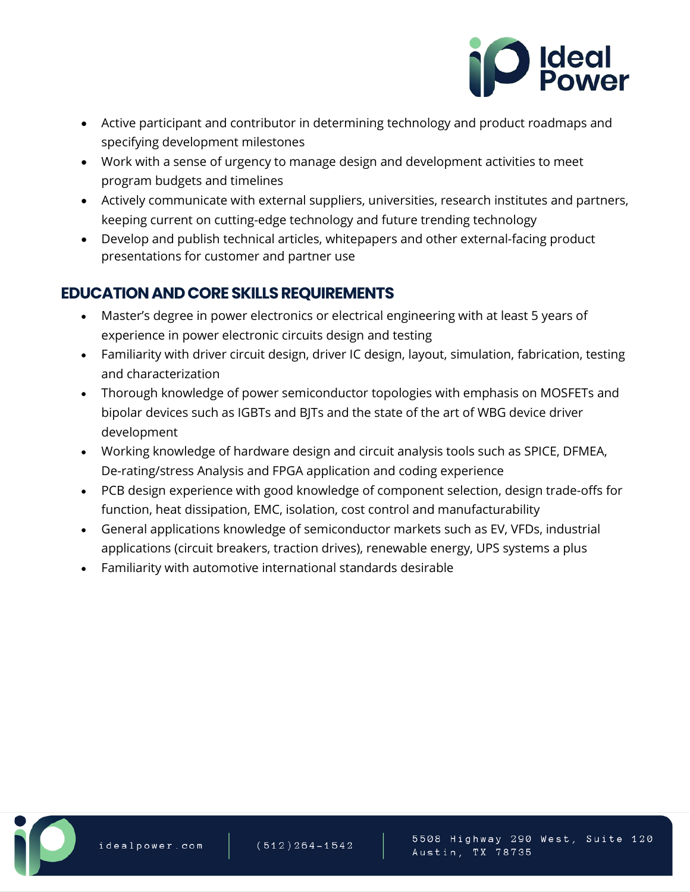- Active participant and contributor in determining technology and product roadmaps and specifying development milestones
- Work with a sense of urgency to manage design and development activities to meet program budgets and timelines
- Actively communicate with external suppliers, universities, research institutes and partners, keeping current on cutting-edge technology and future trending technology
- Develop and publish technical articles, whitepapers and other external-facing product presentations for customer and partner use

## EDUCATION AND CORE SKILLS REQUIREMENTS

- Master's degree in power electronics or electrical engineering with at least 5 years of experience in power electronic circuits design and testing
- Familiarity with driver circuit design, driver IC design, layout, simulation, fabrication, testing and characterization
- Thorough knowledge of power semiconductor topologies with emphasis on MOSFETs and bipolar devices such as IGBTs and BJTs and the state of the art of WBG device driver development
- Working knowledge of hardware design and circuit analysis tools such as SPICE, DFMEA, De-rating/stress Analysis and FPGA application and coding experience
- PCB design experience with good knowledge of component selection, design trade-offs for function, heat dissipation, EMC, isolation, cost control and manufacturability
- General applications knowledge of semiconductor markets such as EV, VFDs, industrial applications (circuit breakers, traction drives), renewable energy, UPS systems a plus
- Familiarity with automotive international standards desirable